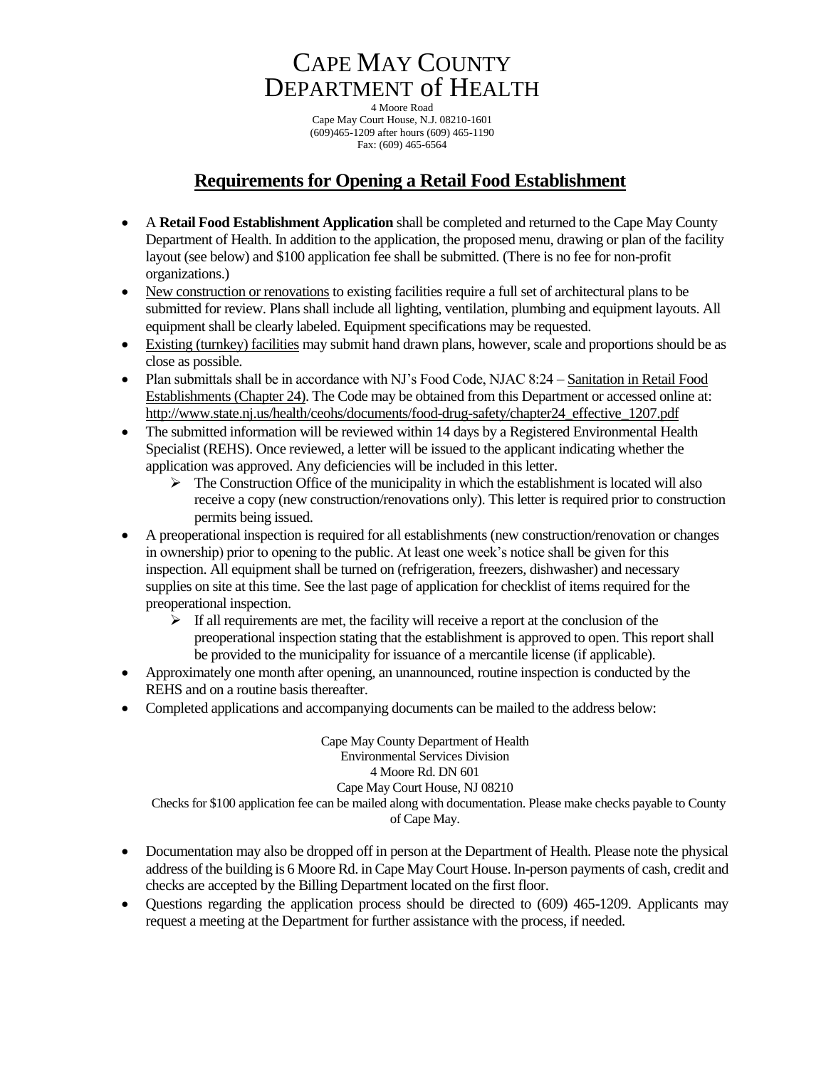# CAPE MAY COUNTY DEPARTMENT of HEALTH

4 Moore Road
Cape May Court House, N.J. 08210-1601
(609)465-1209 after hours (609) 465-1190
Fax: (609) 465-6564

## Requirements for Opening a Retail Food Establishment

- A **Retail Food Establishment Application** shall be completed and returned to the Cape May County Department of Health. In addition to the application, the proposed menu, drawing or plan of the facility layout (see below) and $100 application fee shall be submitted. (There is no fee for non-profit organizations.)
- New construction or renovations to existing facilities require a full set of architectural plans to be submitted for review. Plans shall include all lighting, ventilation, plumbing and equipment layouts. All equipment shall be clearly labeled. Equipment specifications may be requested.
- Existing (turnkey) facilities may submit hand drawn plans, however, scale and proportions should be as close as possible.
- Plan submittals shall be in accordance with NJ's Food Code, NJAC 8:24 – Sanitation in Retail Food Establishments (Chapter 24). The Code may be obtained from this Department or accessed online at: http://www.state.nj.us/health/ceohs/documents/food-drug-safety/chapter24_effective_1207.pdf
- The submitted information will be reviewed within 14 days by a Registered Environmental Health Specialist (REHS). Once reviewed, a letter will be issued to the applicant indicating whether the application was approved. Any deficiencies will be included in this letter.
  - The Construction Office of the municipality in which the establishment is located will also receive a copy (new construction/renovations only). This letter is required prior to construction permits being issued.
- A preoperational inspection is required for all establishments (new construction/renovation or changes in ownership) prior to opening to the public. At least one week's notice shall be given for this inspection. All equipment shall be turned on (refrigeration, freezers, dishwasher) and necessary supplies on site at this time. See the last page of application for checklist of items required for the preoperational inspection.
  - If all requirements are met, the facility will receive a report at the conclusion of the preoperational inspection stating that the establishment is approved to open. This report shall be provided to the municipality for issuance of a mercantile license (if applicable).
- Approximately one month after opening, an unannounced, routine inspection is conducted by the REHS and on a routine basis thereafter.
- Completed applications and accompanying documents can be mailed to the address below:

Cape May County Department of Health
Environmental Services Division
4 Moore Rd. DN 601
Cape May Court House, NJ 08210
Checks for $100 application fee can be mailed along with documentation. Please make checks payable to County of Cape May.

- Documentation may also be dropped off in person at the Department of Health. Please note the physical address of the building is 6 Moore Rd. in Cape May Court House. In-person payments of cash, credit and checks are accepted by the Billing Department located on the first floor.
- Questions regarding the application process should be directed to (609) 465-1209. Applicants may request a meeting at the Department for further assistance with the process, if needed.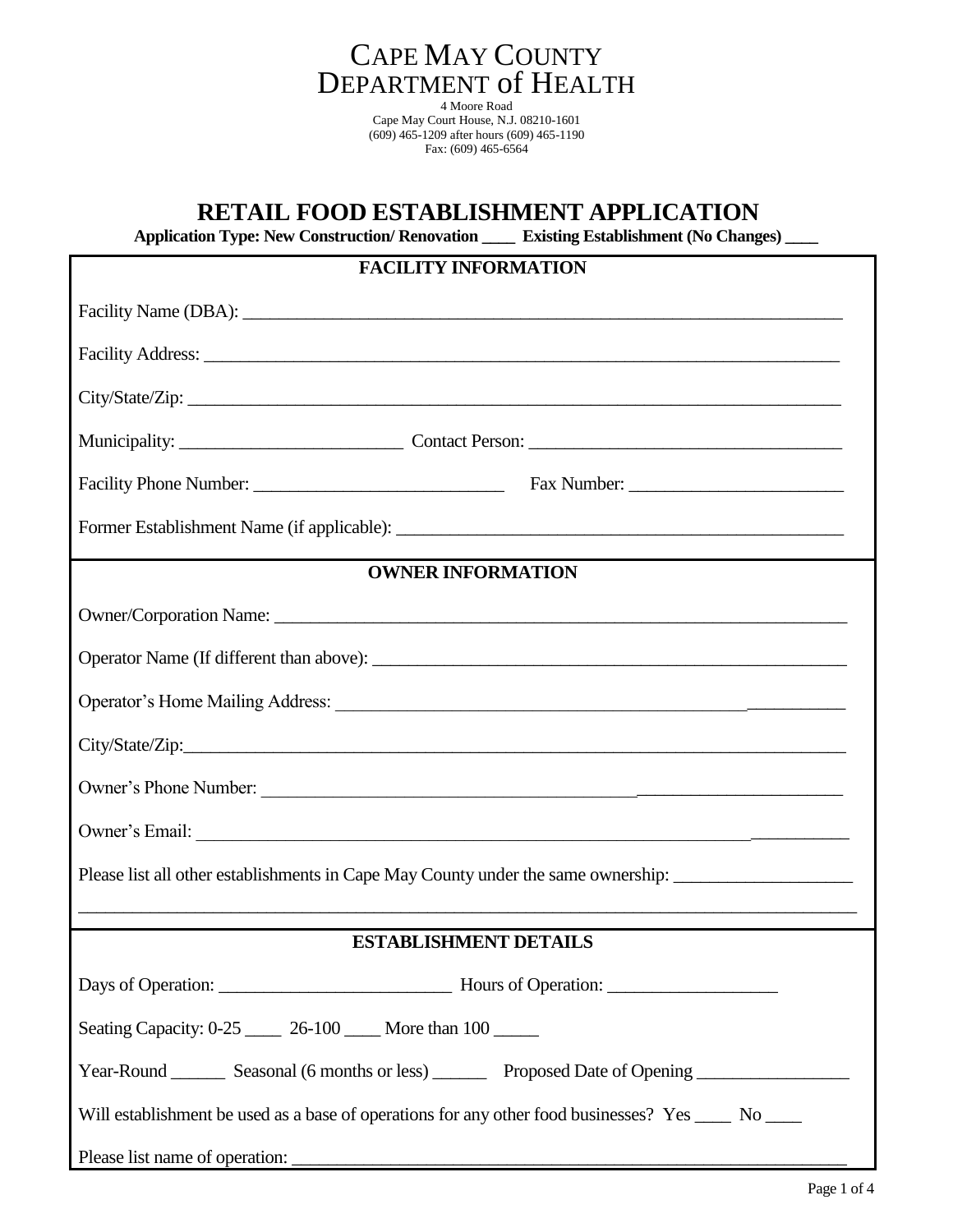# CAPE MAY COUNTY DEPARTMENT of HEALTH

4 Moore Road
Cape May Court House, N.J. 08210-1601
(609) 465-1209 after hours (609) 465-1190
Fax: (609) 465-6564

## RETAIL FOOD ESTABLISHMENT APPLICATION

**Application Type: New Construction/ Renovation \_\_\_\_ Existing Establishment (No Changes) \_\_\_\_**

### FACILITY INFORMATION

Facility Name (DBA): ______________________________________________________________________

Facility Address: _________________________________________________________________________

City/State/Zip: ___________________________________________________________________________

Municipality: ________________________ Contact Person: ___________________________________

Facility Phone Number: ___________________________ Fax Number: ________________________

Former Establishment Name (if applicable): __________________________________________________

### OWNER INFORMATION

Owner/Corporation Name: _________________________________________________________________

Operator Name (If different than above): _____________________________________________________

Operator's Home Mailing Address: ___________________________________________________________

City/State/Zip: ____________________________________________________________________________

Owner's Phone Number: ____________________________________________________________________

Owner's Email: ____________________________________________________________________________

Please list all other establishments in Cape May County under the same ownership: ___________________

__________________________________________________________________________________________

### ESTABLISHMENT DETAILS

Days of Operation: _________________________ Hours of Operation: ___________________

Seating Capacity: 0-25 \_\_\_\_ 26-100 \_\_\_\_ More than 100 \_\_\_\_\_

Year-Round \_\_\_\_\_\_ Seasonal (6 months or less) \_\_\_\_\_\_ Proposed Date of Opening _________________

Will establishment be used as a base of operations for any other food businesses? Yes \_\_\_\_ No \_\_\_\_

Please list name of operation: ________________________________________________________________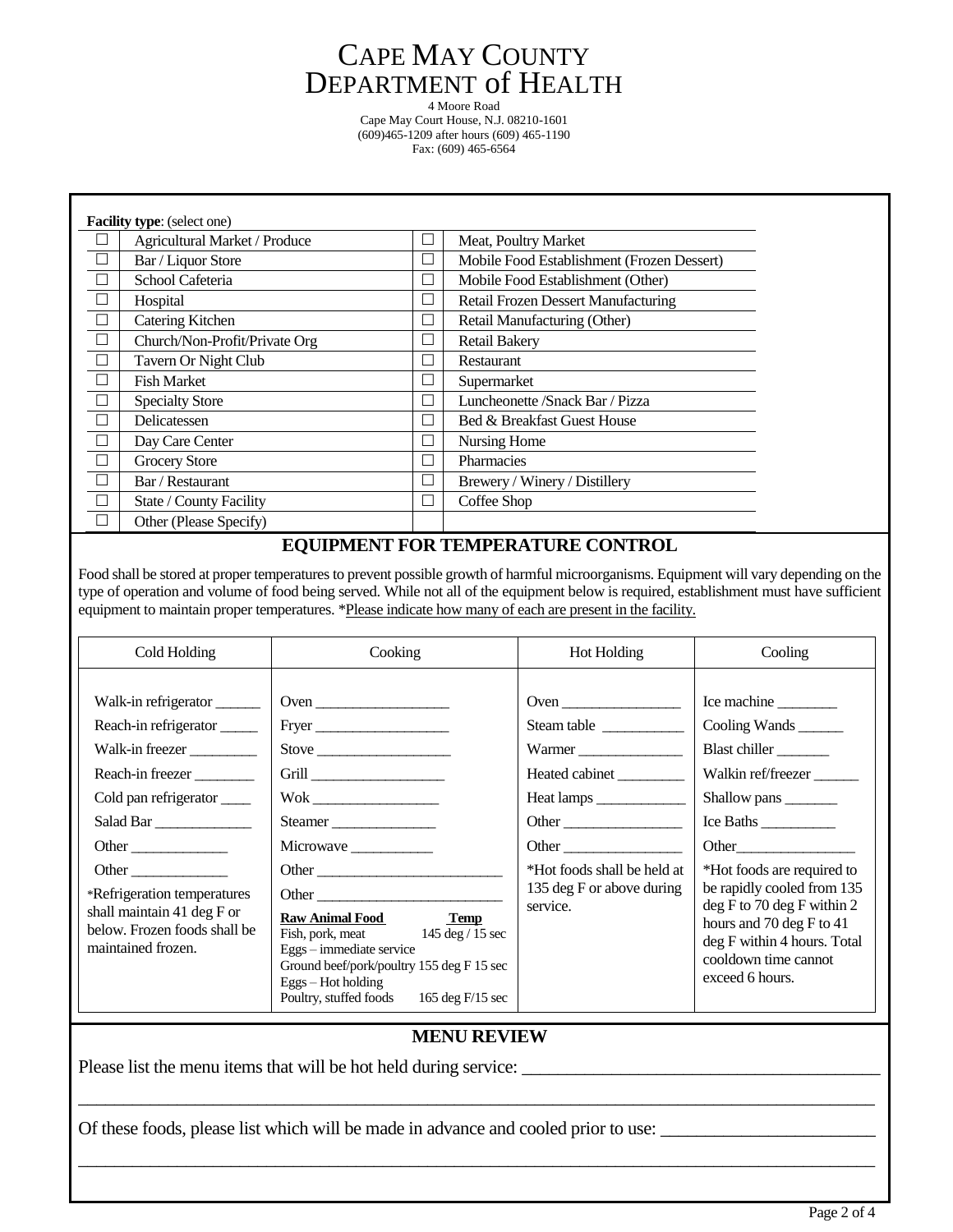# Cape May County Department of Health

4 Moore Road
Cape May Court House, N.J. 08210-1601
(609)465-1209 after hours (609) 465-1190
Fax: (609) 465-6564

**Facility type**: (select one)

| ☐ | Agricultural Market / Produce | ☐ | Meat, Poultry Market |
|---|---|---|---|
| ☐ | Bar / Liquor Store | ☐ | Mobile Food Establishment (Frozen Dessert) |
| ☐ | School Cafeteria | ☐ | Mobile Food Establishment (Other) |
| ☐ | Hospital | ☐ | Retail Frozen Dessert Manufacturing |
| ☐ | Catering Kitchen | ☐ | Retail Manufacturing (Other) |
| ☐ | Church/Non-Profit/Private Org | ☐ | Retail Bakery |
| ☐ | Tavern Or Night Club | ☐ | Restaurant |
| ☐ | Fish Market | ☐ | Supermarket |
| ☐ | Specialty Store | ☐ | Luncheonette /Snack Bar / Pizza |
| ☐ | Delicatessen | ☐ | Bed & Breakfast Guest House |
| ☐ | Day Care Center | ☐ | Nursing Home |
| ☐ | Grocery Store | ☐ | Pharmacies |
| ☐ | Bar / Restaurant | ☐ | Brewery / Winery / Distillery |
| ☐ | State / County Facility | ☐ | Coffee Shop |
| ☐ | Other (Please Specify) | | |

## EQUIPMENT FOR TEMPERATURE CONTROL

Food shall be stored at proper temperatures to prevent possible growth of harmful microorganisms. Equipment will vary depending on the type of operation and volume of food being served. While not all of the equipment below is required, establishment must have sufficient equipment to maintain proper temperatures. *Please indicate how many of each are present in the facility.

| Cold Holding | Cooking | Hot Holding | Cooling |
|---|---|---|---|
| Walk-in refrigerator ______ | Oven __________________ | Oven ________________ | Ice machine ________ |
| Reach-in refrigerator _____ | Fryer __________________ | Steam table ___________ | Cooling Wands ______ |
| Walk-in freezer _________ | Stove __________________ | Warmer ______________ | Blast chiller _______ |
| Reach-in freezer ________ | Grill __________________ | Heated cabinet _________ | Walkin ref/freezer ______ |
| Cold pan refrigerator ____ | Wok _________________ | Heat lamps ____________ | Shallow pans _______ |
| Salad Bar _____________ | Steamer ______________ | Other ________________ | Ice Baths __________ |
| Other _____________ | Microwave ___________ | Other ________________ | Other________________ |
| Other _____________ | Other _________________________ | *Hot foods shall be held at 135 deg F or above during service. | *Hot foods are required to be rapidly cooled from 135 deg F to 70 deg F within 2 hours and 70 deg F to 41 deg F within 4 hours. Total cooldown time cannot exceed 6 hours. |
| *Refrigeration temperatures shall maintain 41 deg F or below. Frozen foods shall be maintained frozen. | Other _________________________ | | |
| | **Raw Animal Food** / **Temp**<br>Fish, pork, meat — 145 deg / 15 sec<br>Eggs – immediate service<br>Ground beef/pork/poultry 155 deg F 15 sec<br>Eggs – Hot holding<br>Poultry, stuffed foods — 165 deg F/15 sec | | |

## MENU REVIEW

Please list the menu items that will be hot held during service: ________________________________________

_____________________________________________________________________________________

Of these foods, please list which will be made in advance and cooled prior to use: ________________________

_____________________________________________________________________________________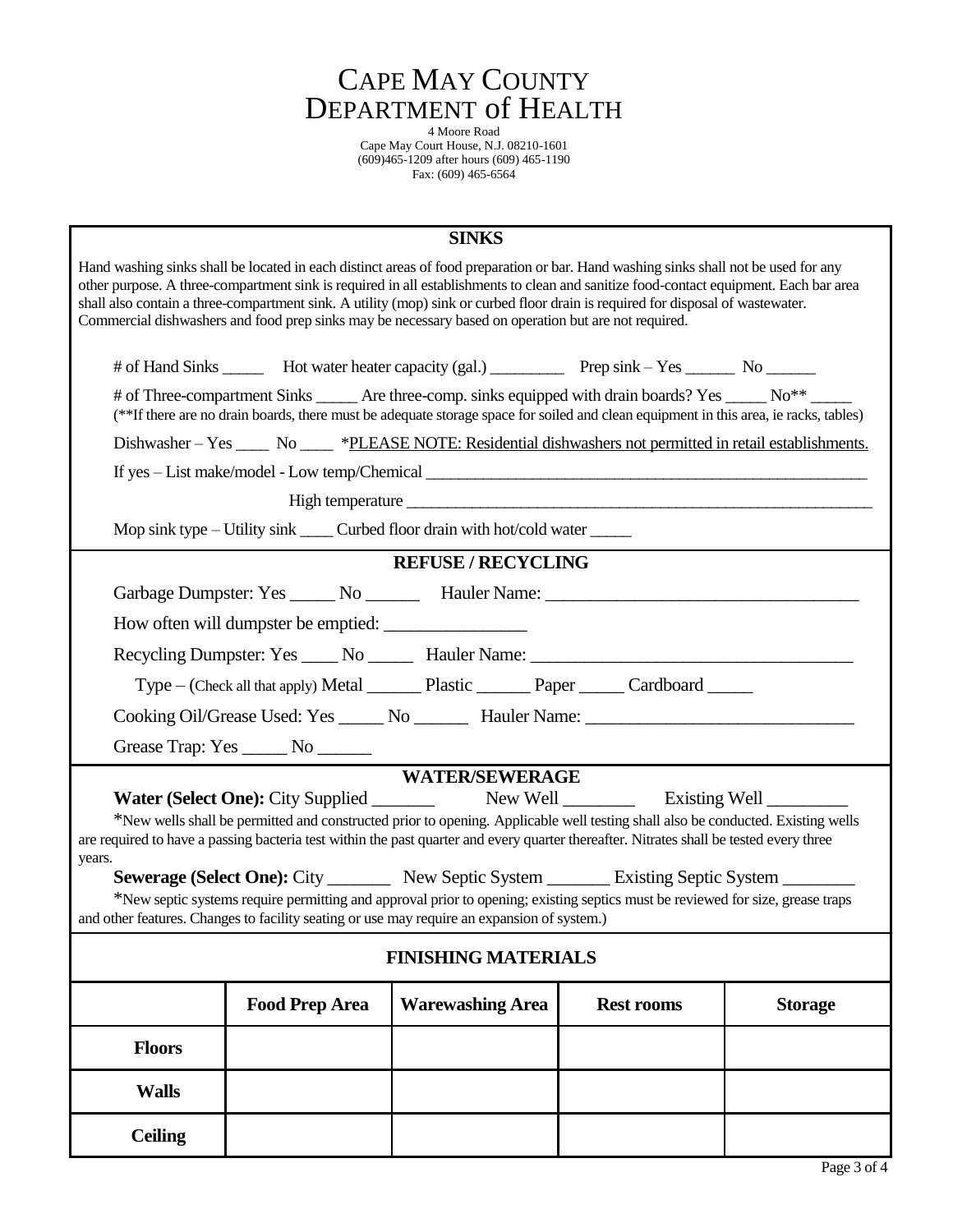# CAPE MAY COUNTY DEPARTMENT of HEALTH

4 Moore Road
Cape May Court House, N.J. 08210-1601
(609)465-1209 after hours (609) 465-1190
Fax: (609) 465-6564

## SINKS

Hand washing sinks shall be located in each distinct areas of food preparation or bar. Hand washing sinks shall not be used for any other purpose. A three-compartment sink is required in all establishments to clean and sanitize food-contact equipment. Each bar area shall also contain a three-compartment sink. A utility (mop) sink or curbed floor drain is required for disposal of wastewater. Commercial dishwashers and food prep sinks may be necessary based on operation but are not required.

# of Hand Sinks _____ Hot water heater capacity (gal.) _________ Prep sink – Yes ______ No ______

# of Three-compartment Sinks _____ Are three-comp. sinks equipped with drain boards? Yes _____ No** _____
(**If there are no drain boards, there must be adequate storage space for soiled and clean equipment in this area, ie racks, tables)

Dishwasher – Yes ____ No ____ *PLEASE NOTE: Residential dishwashers not permitted in retail establishments.

If yes – List make/model - Low temp/Chemical _______________________________________________

High temperature _______________________________________________

Mop sink type – Utility sink ____ Curbed floor drain with hot/cold water _____

## REFUSE / RECYCLING

Garbage Dumpster: Yes _____ No ______ Hauler Name: ___________________________________

How often will dumpster be emptied: _______________

Recycling Dumpster: Yes ____ No _____ Hauler Name: ___________________________________

Type – (Check all that apply) Metal ______ Plastic ______ Paper _____ Cardboard _____

Cooking Oil/Grease Used: Yes _____ No ______ Hauler Name: _____________________________

Grease Trap: Yes _____ No ______

## WATER/SEWERAGE

**Water (Select One):** City Supplied _______ New Well ________ Existing Well _________

*New wells shall be permitted and constructed prior to opening. Applicable well testing shall also be conducted. Existing wells are required to have a passing bacteria test within the past quarter and every quarter thereafter. Nitrates shall be tested every three years.

**Sewerage (Select One):** City _______ New Septic System _______ Existing Septic System ________

*New septic systems require permitting and approval prior to opening; existing septics must be reviewed for size, grease traps and other features. Changes to facility seating or use may require an expansion of system.)

## FINISHING MATERIALS

| | Food Prep Area | Warewashing Area | Rest rooms | Storage |
|---|---|---|---|---|
| **Floors** | | | | |
| **Walls** | | | | |
| **Ceiling** | | | | |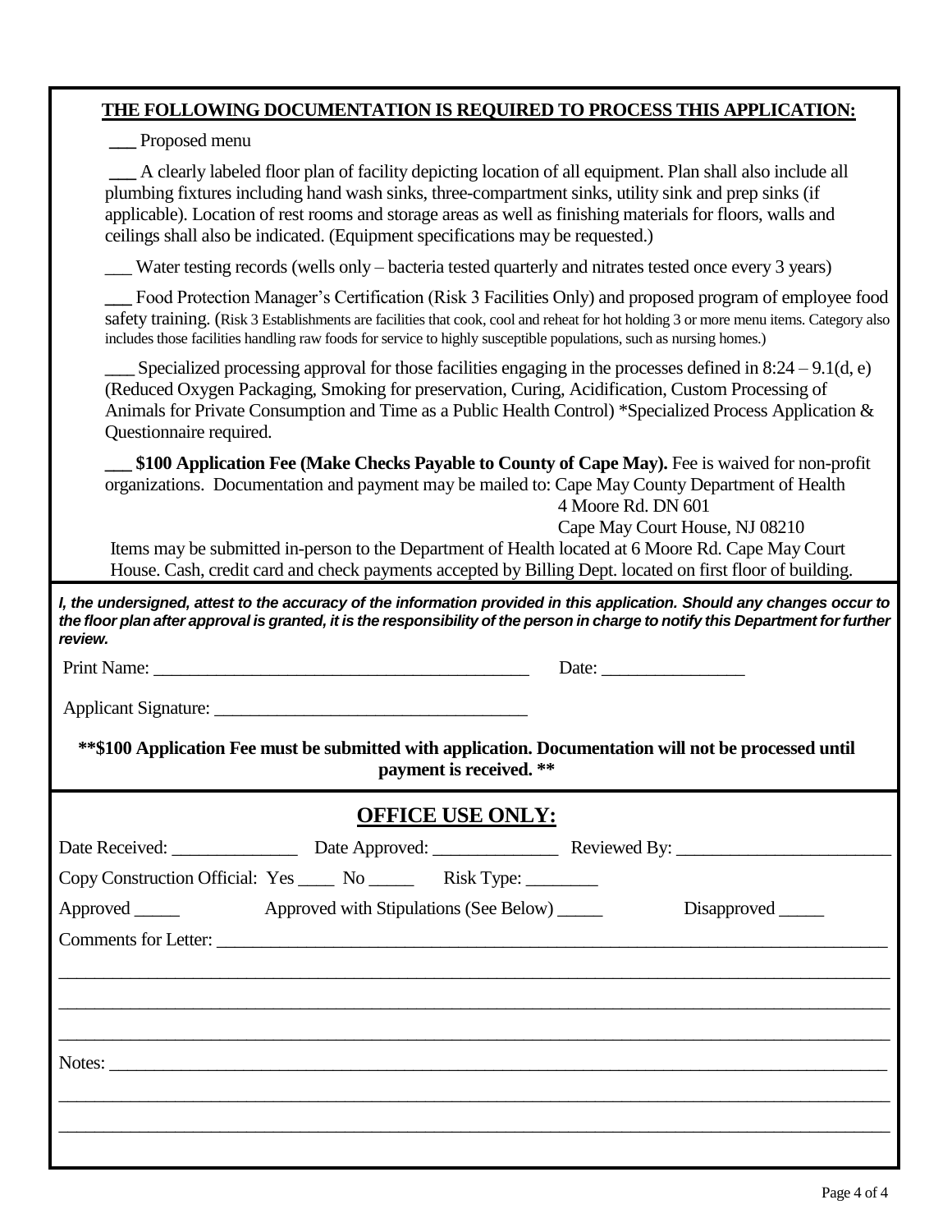**THE FOLLOWING DOCUMENTATION IS REQUIRED TO PROCESS THIS APPLICATION:**

___ Proposed menu

___ A clearly labeled floor plan of facility depicting location of all equipment. Plan shall also include all plumbing fixtures including hand wash sinks, three-compartment sinks, utility sink and prep sinks (if applicable). Location of rest rooms and storage areas as well as finishing materials for floors, walls and ceilings shall also be indicated. (Equipment specifications may be requested.)

___ Water testing records (wells only – bacteria tested quarterly and nitrates tested once every 3 years)

___ Food Protection Manager's Certification (Risk 3 Facilities Only) and proposed program of employee food safety training. (Risk 3 Establishments are facilities that cook, cool and reheat for hot holding 3 or more menu items. Category also includes those facilities handling raw foods for service to highly susceptible populations, such as nursing homes.)

___ Specialized processing approval for those facilities engaging in the processes defined in 8:24 – 9.1(d, e) (Reduced Oxygen Packaging, Smoking for preservation, Curing, Acidification, Custom Processing of Animals for Private Consumption and Time as a Public Health Control) *Specialized Process Application & Questionnaire required.

___ **$100 Application Fee (Make Checks Payable to County of Cape May).** Fee is waived for non-profit organizations. Documentation and payment may be mailed to: Cape May County Department of Health
4 Moore Rd. DN 601
Cape May Court House, NJ 08210

Items may be submitted in-person to the Department of Health located at 6 Moore Rd. Cape May Court House. Cash, credit card and check payments accepted by Billing Dept. located on first floor of building.

***I, the undersigned, attest to the accuracy of the information provided in this application. Should any changes occur to the floor plan after approval is granted, it is the responsibility of the person in charge to notify this Department for further review.***

Print Name: ________________________________________ Date: ________________

Applicant Signature: ___________________________________

**\*\*$100 Application Fee must be submitted with application. Documentation will not be processed until payment is received. \*\***

## OFFICE USE ONLY:

Date Received: ______________ Date Approved: ______________ Reviewed By: ________________________

Copy Construction Official: Yes ____ No _____ Risk Type: ________

Approved _____ Approved with Stipulations (See Below) _____ Disapproved _____

Comments for Letter: ____________________________________________________________________________

___________________________________________________________________________________________

___________________________________________________________________________________________

___________________________________________________________________________________________

Notes: _____________________________________________________________________________________

___________________________________________________________________________________________

___________________________________________________________________________________________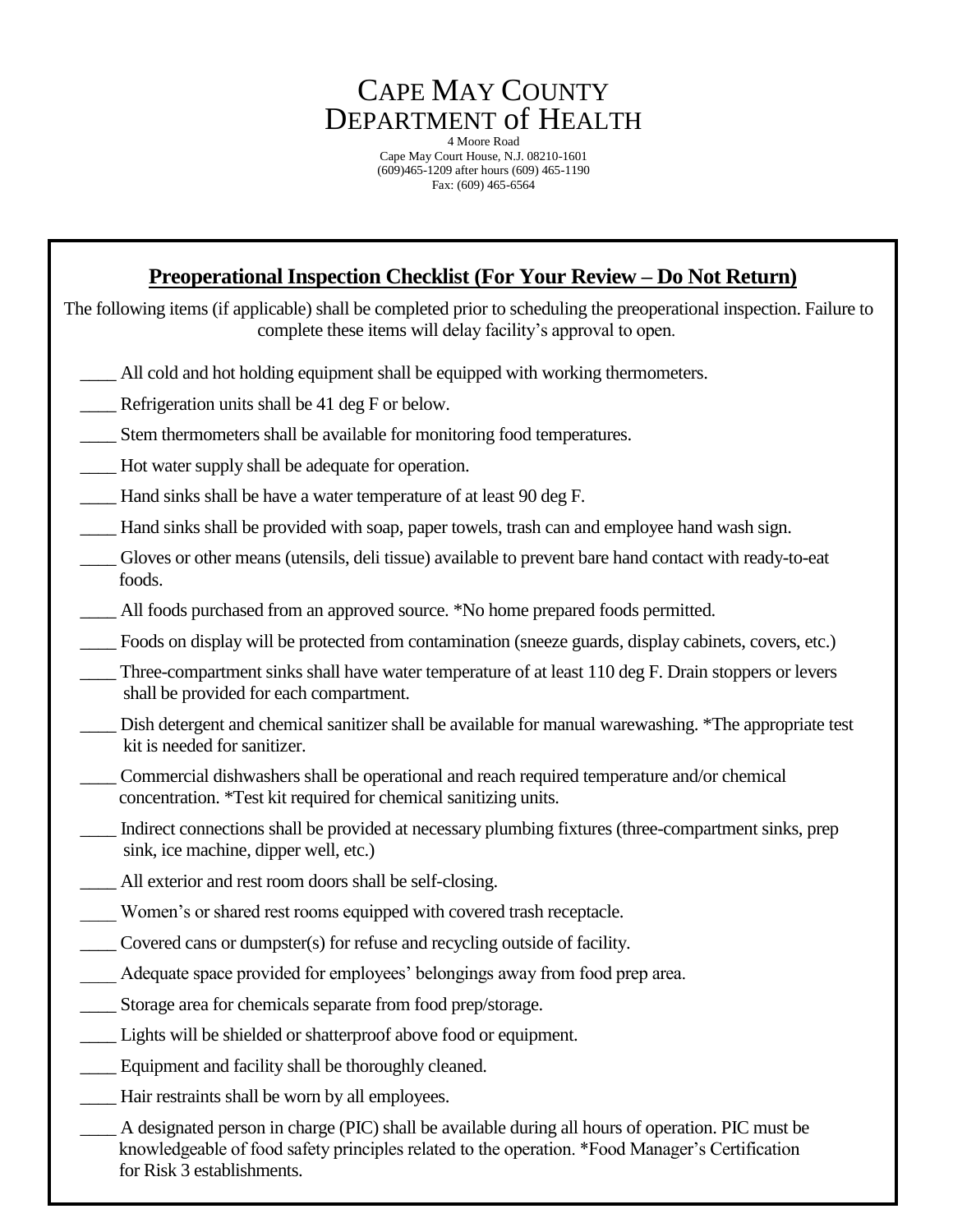# CAPE MAY COUNTY DEPARTMENT of HEALTH

4 Moore Road
Cape May Court House, N.J. 08210-1601
(609)465-1209 after hours (609) 465-1190
Fax: (609) 465-6564

## Preoperational Inspection Checklist (For Your Review – Do Not Return)

The following items (if applicable) shall be completed prior to scheduling the preoperational inspection. Failure to complete these items will delay facility's approval to open.

____ All cold and hot holding equipment shall be equipped with working thermometers.

____ Refrigeration units shall be 41 deg F or below.

____ Stem thermometers shall be available for monitoring food temperatures.

____ Hot water supply shall be adequate for operation.

____ Hand sinks shall be have a water temperature of at least 90 deg F.

____ Hand sinks shall be provided with soap, paper towels, trash can and employee hand wash sign.

____ Gloves or other means (utensils, deli tissue) available to prevent bare hand contact with ready-to-eat foods.

____ All foods purchased from an approved source. *No home prepared foods permitted.

____ Foods on display will be protected from contamination (sneeze guards, display cabinets, covers, etc.)

____ Three-compartment sinks shall have water temperature of at least 110 deg F. Drain stoppers or levers shall be provided for each compartment.

____ Dish detergent and chemical sanitizer shall be available for manual warewashing. *The appropriate test kit is needed for sanitizer.

____ Commercial dishwashers shall be operational and reach required temperature and/or chemical concentration. *Test kit required for chemical sanitizing units.

____ Indirect connections shall be provided at necessary plumbing fixtures (three-compartment sinks, prep sink, ice machine, dipper well, etc.)

____ All exterior and rest room doors shall be self-closing.

____ Women's or shared rest rooms equipped with covered trash receptacle.

____ Covered cans or dumpster(s) for refuse and recycling outside of facility.

____ Adequate space provided for employees' belongings away from food prep area.

____ Storage area for chemicals separate from food prep/storage.

____ Lights will be shielded or shatterproof above food or equipment.

____ Equipment and facility shall be thoroughly cleaned.

____ Hair restraints shall be worn by all employees.

____ A designated person in charge (PIC) shall be available during all hours of operation. PIC must be knowledgeable of food safety principles related to the operation. *Food Manager's Certification for Risk 3 establishments.